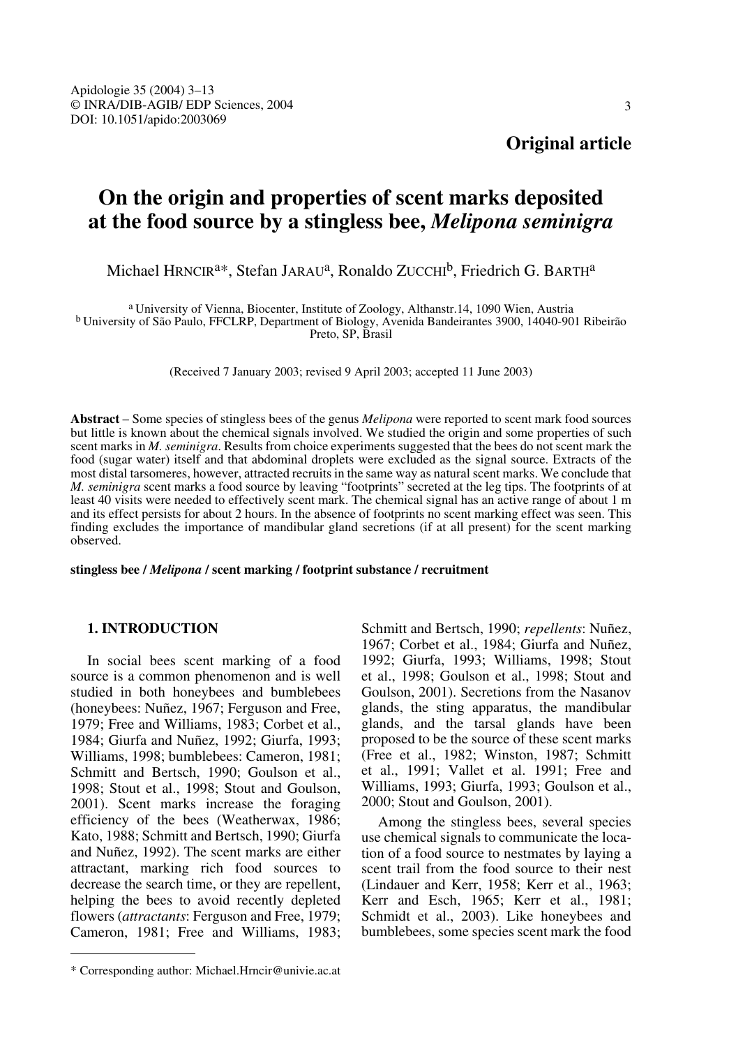**Original article**

# On the origin and properties of scent marks deposited at the food source by a stingless bee, *Melipona seminigra*

Michael Hrncir[a]*, Stefan Jarau[a], Ronaldo Zucchi[b], Friedrich G. Barth[a]

[a] University of Vienna, Biocenter, Institute of Zoology, Althanstr.14, 1090 Wien, Austria
[b] University of São Paulo, FFCLRP, Department of Biology, Avenida Bandeirantes 3900, 14040-901 Ribeirão Preto, SP, Brasil

(Received 7 January 2003; revised 9 April 2003; accepted 11 June 2003)

**Abstract** – Some species of stingless bees of the genus *Melipona* were reported to scent mark food sources but little is known about the chemical signals involved. We studied the origin and some properties of such scent marks in *M. seminigra*. Results from choice experiments suggested that the bees do not scent mark the food (sugar water) itself and that abdominal droplets were excluded as the signal source. Extracts of the most distal tarsomeres, however, attracted recruits in the same way as natural scent marks. We conclude that *M. seminigra* scent marks a food source by leaving "footprints" secreted at the leg tips. The footprints of at least 40 visits were needed to effectively scent mark. The chemical signal has an active range of about 1 m and its effect persists for about 2 hours. In the absence of footprints no scent marking effect was seen. This finding excludes the importance of mandibular gland secretions (if at all present) for the scent marking observed.

**stingless bee / *Melipona* / scent marking / footprint substance / recruitment**

## 1. INTRODUCTION

In social bees scent marking of a food source is a common phenomenon and is well studied in both honeybees and bumblebees (honeybees: Nuñez, 1967; Ferguson and Free, 1979; Free and Williams, 1983; Corbet et al., 1984; Giurfa and Nuñez, 1992; Giurfa, 1993; Williams, 1998; bumblebees: Cameron, 1981; Schmitt and Bertsch, 1990; Goulson et al., 1998; Stout et al., 1998; Stout and Goulson, 2001). Scent marks increase the foraging efficiency of the bees (Weatherwax, 1986; Kato, 1988; Schmitt and Bertsch, 1990; Giurfa and Nuñez, 1992). The scent marks are either attractant, marking rich food sources to decrease the search time, or they are repellent, helping the bees to avoid recently depleted flowers (*attractants*: Ferguson and Free, 1979; Cameron, 1981; Free and Williams, 1983; Schmitt and Bertsch, 1990; *repellents*: Nuñez, 1967; Corbet et al., 1984; Giurfa and Nuñez, 1992; Giurfa, 1993; Williams, 1998; Stout et al., 1998; Goulson et al., 1998; Stout and Goulson, 2001). Secretions from the Nasanov glands, the sting apparatus, the mandibular glands, and the tarsal glands have been proposed to be the source of these scent marks (Free et al., 1982; Winston, 1987; Schmitt et al., 1991; Vallet et al. 1991; Free and Williams, 1993; Giurfa, 1993; Goulson et al., 2000; Stout and Goulson, 2001).

Among the stingless bees, several species use chemical signals to communicate the location of a food source to nestmates by laying a scent trail from the food source to their nest (Lindauer and Kerr, 1958; Kerr et al., 1963; Kerr and Esch, 1965; Kerr et al., 1981; Schmidt et al., 2003). Like honeybees and bumblebees, some species scent mark the food

* Corresponding author: Michael.Hrncir@univie.ac.at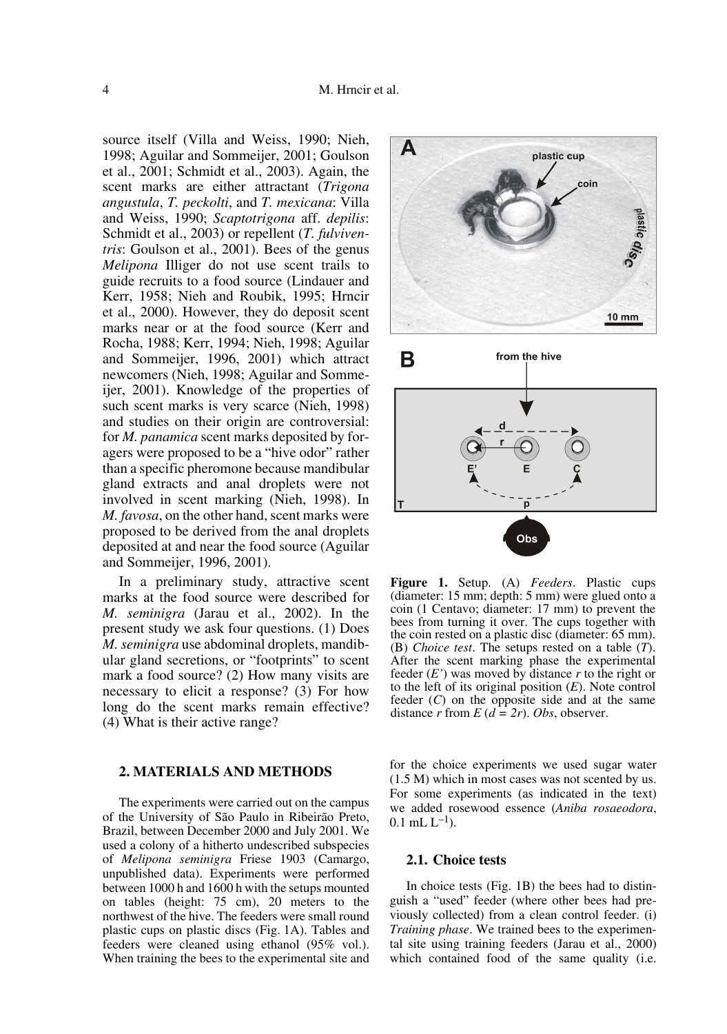source itself (Villa and Weiss, 1990; Nieh, 1998; Aguilar and Sommeijer, 2001; Goulson et al., 2001; Schmidt et al., 2003). Again, the scent marks are either attractant (*Trigona angustula*, *T. peckolti*, and *T. mexicana*: Villa and Weiss, 1990; *Scaptotrigona* aff. *depilis*: Schmidt et al., 2003) or repellent (*T. fulviventris*: Goulson et al., 2001). Bees of the genus *Melipona* Illiger do not use scent trails to guide recruits to a food source (Lindauer and Kerr, 1958; Nieh and Roubik, 1995; Hrncir et al., 2000). However, they do deposit scent marks near or at the food source (Kerr and Rocha, 1988; Kerr, 1994; Nieh, 1998; Aguilar and Sommeijer, 1996, 2001) which attract newcomers (Nieh, 1998; Aguilar and Sommeijer, 2001). Knowledge of the properties of such scent marks is very scarce (Nieh, 1998) and studies on their origin are controversial: for *M. panamica* scent marks deposited by foragers were proposed to be a "hive odor" rather than a specific pheromone because mandibular gland extracts and anal droplets were not involved in scent marking (Nieh, 1998). In *M. favosa*, on the other hand, scent marks were proposed to be derived from the anal droplets deposited at and near the food source (Aguilar and Sommeijer, 1996, 2001).

In a preliminary study, attractive scent marks at the food source were described for *M. seminigra* (Jarau et al., 2002). In the present study we ask four questions. (1) Does *M. seminigra* use abdominal droplets, mandibular gland secretions, or "footprints" to scent mark a food source? (2) How many visits are necessary to elicit a response? (3) For how long do the scent marks remain effective? (4) What is their active range?

**Figure 1.** Setup. (A) *Feeders*. Plastic cups (diameter: 15 mm; depth: 5 mm) were glued onto a coin (1 Centavo; diameter: 17 mm) to prevent the bees from turning it over. The cups together with the coin rested on a plastic disc (diameter: 65 mm). (B) *Choice test*. The setups rested on a table (*T*). After the scent marking phase the experimental feeder (*E'*) was moved by distance *r* to the right or to the left of its original position (*E*). Note control feeder (*C*) on the opposite side and at the same distance *r* from *E* ($d = 2r$). *Obs*, observer.

## 2. MATERIALS AND METHODS

The experiments were carried out on the campus of the University of São Paulo in Ribeirão Preto, Brazil, between December 2000 and July 2001. We used a colony of a hitherto undescribed subspecies of *Melipona seminigra* Friese 1903 (Camargo, unpublished data). Experiments were performed between 1000 h and 1600 h with the setups mounted on tables (height: 75 cm), 20 meters to the northwest of the hive. The feeders were small round plastic cups on plastic discs (Fig. 1A). Tables and feeders were cleaned using ethanol (95% vol.). When training the bees to the experimental site and for the choice experiments we used sugar water (1.5 M) which in most cases was not scented by us. For some experiments (as indicated in the text) we added rosewood essence (*Aniba rosaeodora*, $0.1\ \mathrm{mL\ L^{-1}}$).

### 2.1. Choice tests

In choice tests (Fig. 1B) the bees had to distinguish a "used" feeder (where other bees had previously collected) from a clean control feeder. (i) *Training phase*. We trained bees to the experimental site using training feeders (Jarau et al., 2000) which contained food of the same quality (i.e.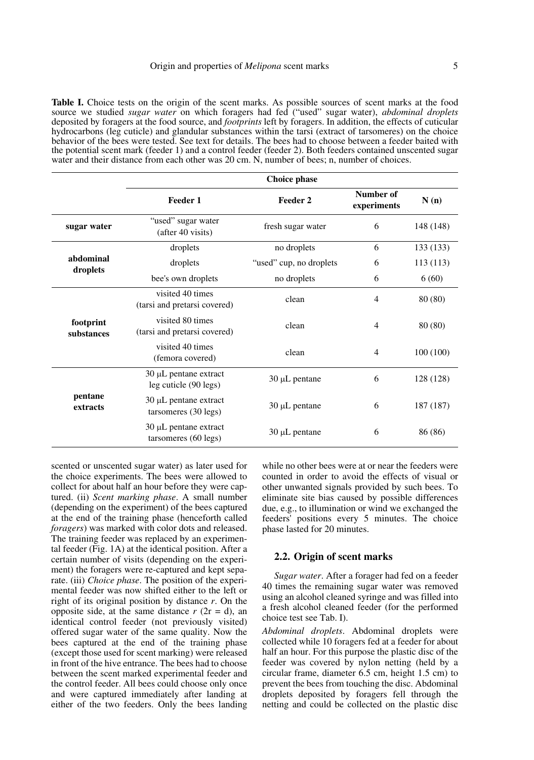**Table I.** Choice tests on the origin of the scent marks. As possible sources of scent marks at the food source we studied *sugar water* on which foragers had fed ("used" sugar water), *abdominal droplets* deposited by foragers at the food source, and *footprints* left by foragers. In addition, the effects of cuticular hydrocarbons (leg cuticle) and glandular substances within the tarsi (extract of tarsomeres) on the choice behavior of the bees were tested. See text for details. The bees had to choose between a feeder baited with the potential scent mark (feeder 1) and a control feeder (feeder 2). Both feeders contained unscented sugar water and their distance from each other was 20 cm. N, number of bees; n, number of choices.

| | Choice phase | | | |
|---|---|---|---|---|
| | **Feeder 1** | **Feeder 2** | **Number of experiments** | **N (n)** |
| **sugar water** | "used" sugar water (after 40 visits) | fresh sugar water | 6 | 148 (148) |
| **abdominal droplets** | droplets | no droplets | 6 | 133 (133) |
| | droplets | "used" cup, no droplets | 6 | 113 (113) |
| | bee's own droplets | no droplets | 6 | 6 (60) |
| **footprint substances** | visited 40 times (tarsi and pretarsi covered) | clean | 4 | 80 (80) |
| | visited 80 times (tarsi and pretarsi covered) | clean | 4 | 80 (80) |
| | visited 40 times (femora covered) | clean | 4 | 100 (100) |
| **pentane extracts** | 30 μL pentane extract leg cuticle (90 legs) | 30 μL pentane | 6 | 128 (128) |
| | 30 μL pentane extract tarsomeres (30 legs) | 30 μL pentane | 6 | 187 (187) |
| | 30 μL pentane extract tarsomeres (60 legs) | 30 μL pentane | 6 | 86 (86) |

scented or unscented sugar water) as later used for the choice experiments. The bees were allowed to collect for about half an hour before they were captured. (ii) *Scent marking phase*. A small number (depending on the experiment) of the bees captured at the end of the training phase (henceforth called *foragers*) was marked with color dots and released. The training feeder was replaced by an experimental feeder (Fig. 1A) at the identical position. After a certain number of visits (depending on the experiment) the foragers were re-captured and kept separate. (iii) *Choice phase*. The position of the experimental feeder was now shifted either to the left or right of its original position by distance $r$. On the opposite side, at the same distance $r$ ($2r = d$), an identical control feeder (not previously visited) offered sugar water of the same quality. Now the bees captured at the end of the training phase (except those used for scent marking) were released in front of the hive entrance. The bees had to choose between the scent marked experimental feeder and the control feeder. All bees could choose only once and were captured immediately after landing at either of the two feeders. Only the bees landing while no other bees were at or near the feeders were counted in order to avoid the effects of visual or other unwanted signals provided by such bees. To eliminate site bias caused by possible differences due, e.g., to illumination or wind we exchanged the feeders' positions every 5 minutes. The choice phase lasted for 20 minutes.

## 2.2. Origin of scent marks

*Sugar water*. After a forager had fed on a feeder 40 times the remaining sugar water was removed using an alcohol cleaned syringe and was filled into a fresh alcohol cleaned feeder (for the performed choice test see Tab. I).

*Abdominal droplets*. Abdominal droplets were collected while 10 foragers fed at a feeder for about half an hour. For this purpose the plastic disc of the feeder was covered by nylon netting (held by a circular frame, diameter 6.5 cm, height 1.5 cm) to prevent the bees from touching the disc. Abdominal droplets deposited by foragers fell through the netting and could be collected on the plastic disc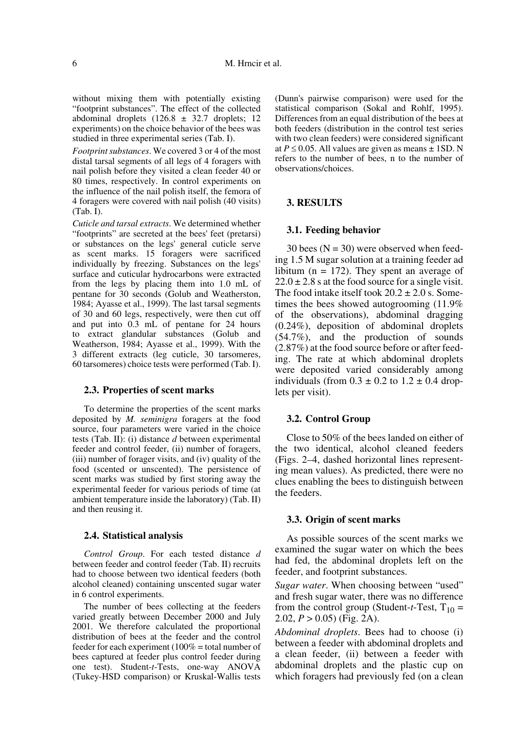without mixing them with potentially existing "footprint substances". The effect of the collected abdominal droplets (126.8 ± 32.7 droplets; 12 experiments) on the choice behavior of the bees was studied in three experimental series (Tab. I).

*Footprint substances*. We covered 3 or 4 of the most distal tarsal segments of all legs of 4 foragers with nail polish before they visited a clean feeder 40 or 80 times, respectively. In control experiments on the influence of the nail polish itself, the femora of 4 foragers were covered with nail polish (40 visits) (Tab. I).

*Cuticle and tarsal extracts*. We determined whether "footprints" are secreted at the bees' feet (pretarsi) or substances on the legs' general cuticle serve as scent marks. 15 foragers were sacrificed individually by freezing. Substances on the legs' surface and cuticular hydrocarbons were extracted from the legs by placing them into 1.0 mL of pentane for 30 seconds (Golub and Weatherston, 1984; Ayasse et al., 1999). The last tarsal segments of 30 and 60 legs, respectively, were then cut off and put into 0.3 mL of pentane for 24 hours to extract glandular substances (Golub and Weatherson, 1984; Ayasse et al., 1999). With the 3 different extracts (leg cuticle, 30 tarsomeres, 60 tarsomeres) choice tests were performed (Tab. I).

### 2.3. Properties of scent marks

To determine the properties of the scent marks deposited by *M. seminigra* foragers at the food source, four parameters were varied in the choice tests (Tab. II): (i) distance $d$ between experimental feeder and control feeder, (ii) number of foragers, (iii) number of forager visits, and (iv) quality of the food (scented or unscented). The persistence of scent marks was studied by first storing away the experimental feeder for various periods of time (at ambient temperature inside the laboratory) (Tab. II) and then reusing it.

### 2.4. Statistical analysis

*Control Group*. For each tested distance $d$ between feeder and control feeder (Tab. II) recruits had to choose between two identical feeders (both alcohol cleaned) containing unscented sugar water in 6 control experiments.

The number of bees collecting at the feeders varied greatly between December 2000 and July 2001. We therefore calculated the proportional distribution of bees at the feeder and the control feeder for each experiment (100% = total number of bees captured at feeder plus control feeder during one test). Student-*t*-Tests, one-way ANOVA (Tukey-HSD comparison) or Kruskal-Wallis tests (Dunn's pairwise comparison) were used for the statistical comparison (Sokal and Rohlf, 1995). Differences from an equal distribution of the bees at both feeders (distribution in the control test series with two clean feeders) were considered significant at $P \leq 0.05$. All values are given as means ± 1SD. N refers to the number of bees, n to the number of observations/choices.

## 3. RESULTS

### 3.1. Feeding behavior

30 bees (N = 30) were observed when feeding 1.5 M sugar solution at a training feeder ad libitum (n = 172). They spent an average of 22.0 ± 2.8 s at the food source for a single visit. The food intake itself took 20.2 ± 2.0 s. Sometimes the bees showed autogrooming (11.9% of the observations), abdominal dragging (0.24%), deposition of abdominal droplets (54.7%), and the production of sounds (2.87%) at the food source before or after feeding. The rate at which abdominal droplets were deposited varied considerably among individuals (from 0.3 ± 0.2 to 1.2 ± 0.4 droplets per visit).

### 3.2. Control Group

Close to 50% of the bees landed on either of the two identical, alcohol cleaned feeders (Figs. 2–4, dashed horizontal lines representing mean values). As predicted, there were no clues enabling the bees to distinguish between the feeders.

### 3.3. Origin of scent marks

As possible sources of the scent marks we examined the sugar water on which the bees had fed, the abdominal droplets left on the feeder, and footprint substances.

*Sugar water*. When choosing between "used" and fresh sugar water, there was no difference from the control group (Student-*t*-Test, $T_{10}$ = 2.02, $P > 0.05$) (Fig. 2A).

*Abdominal droplets*. Bees had to choose (i) between a feeder with abdominal droplets and a clean feeder, (ii) between a feeder with abdominal droplets and the plastic cup on which foragers had previously fed (on a clean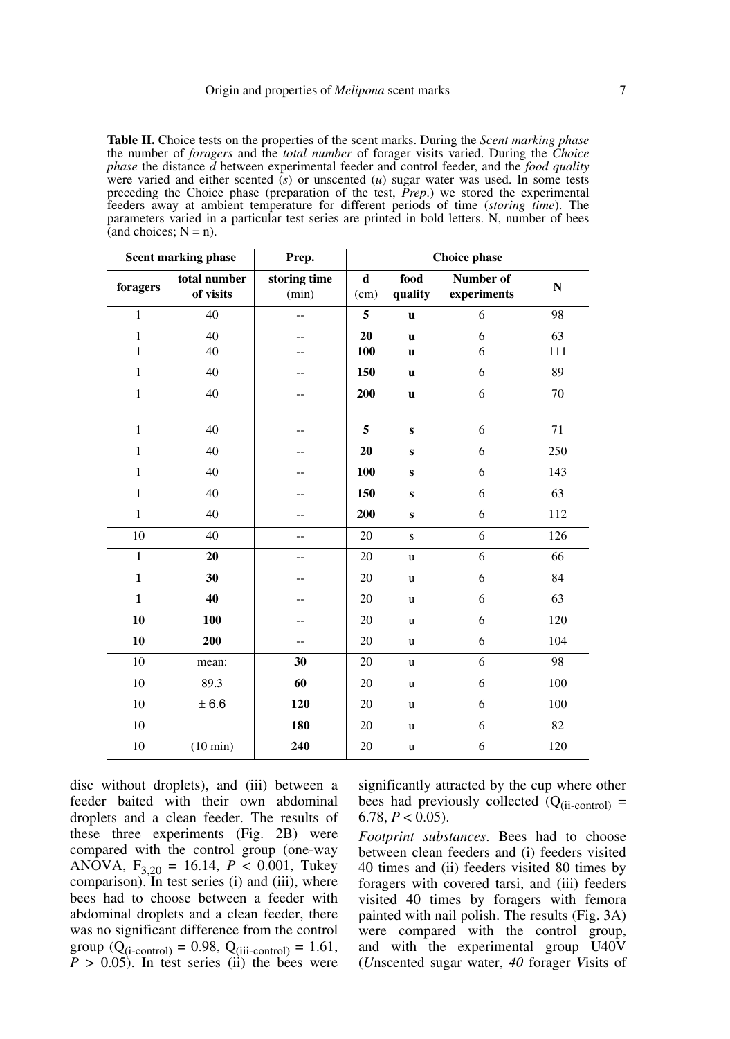**Table II.** Choice tests on the properties of the scent marks. During the *Scent marking phase* the number of *foragers* and the *total number* of forager visits varied. During the *Choice phase* the distance *d* between experimental feeder and control feeder, and the *food quality* were varied and either scented (*s*) or unscented (*u*) sugar water was used. In some tests preceding the Choice phase (preparation of the test, *Prep*.) we stored the experimental feeders away at ambient temperature for different periods of time (*storing time*). The parameters varied in a particular test series are printed in bold letters. N, number of bees (and choices; N = n).

| Scent marking phase | | Prep. | Choice phase | | | |
|---|---|---|---|---|---|---|
| **foragers** | **total number of visits** | **storing time** (min) | **d** (cm) | **food quality** | **Number of experiments** | **N** |
| 1 | 40 | -- | **5** | **u** | 6 | 98 |
| 1 | 40 | -- | **20** | **u** | 6 | 63 |
| 1 | 40 | -- | **100** | **u** | 6 | 111 |
| 1 | 40 | -- | **150** | **u** | 6 | 89 |
| 1 | 40 | -- | **200** | **u** | 6 | 70 |
| 1 | 40 | -- | **5** | **s** | 6 | 71 |
| 1 | 40 | -- | **20** | **s** | 6 | 250 |
| 1 | 40 | -- | **100** | **s** | 6 | 143 |
| 1 | 40 | -- | **150** | **s** | 6 | 63 |
| 1 | 40 | -- | **200** | **s** | 6 | 112 |
| 10 | 40 | -- | 20 | s | 6 | 126 |
| **1** | **20** | -- | 20 | u | 6 | 66 |
| **1** | **30** | -- | 20 | u | 6 | 84 |
| **1** | **40** | -- | 20 | u | 6 | 63 |
| **10** | **100** | -- | 20 | u | 6 | 120 |
| **10** | **200** | -- | 20 | u | 6 | 104 |
| 10 | mean: | **30** | 20 | u | 6 | 98 |
| 10 | 89.3 | **60** | 20 | u | 6 | 100 |
| 10 | ± 6.6 | **120** | 20 | u | 6 | 100 |
| 10 | | **180** | 20 | u | 6 | 82 |
| 10 | (10 min) | **240** | 20 | u | 6 | 120 |

disc without droplets), and (iii) between a feeder baited with their own abdominal droplets and a clean feeder. The results of these three experiments (Fig. 2B) were compared with the control group (one-way ANOVA, $F_{3,20} = 16.14$, $P < 0.001$, Tukey comparison). In test series (i) and (iii), where bees had to choose between a feeder with abdominal droplets and a clean feeder, there was no significant difference from the control group ($Q_{(\text{i-control})} = 0.98$, $Q_{(\text{iii-control})} = 1.61$, $P > 0.05$). In test series (ii) the bees were significantly attracted by the cup where other bees had previously collected ($Q_{(\text{ii-control})} = 6.78$, $P < 0.05$).

*Footprint substances*. Bees had to choose between clean feeders and (i) feeders visited 40 times and (ii) feeders visited 80 times by foragers with covered tarsi, and (iii) feeders visited 40 times by foragers with femora painted with nail polish. The results (Fig. 3A) were compared with the control group, and with the experimental group U40V (*U*nscented sugar water, *40* forager *V*isits of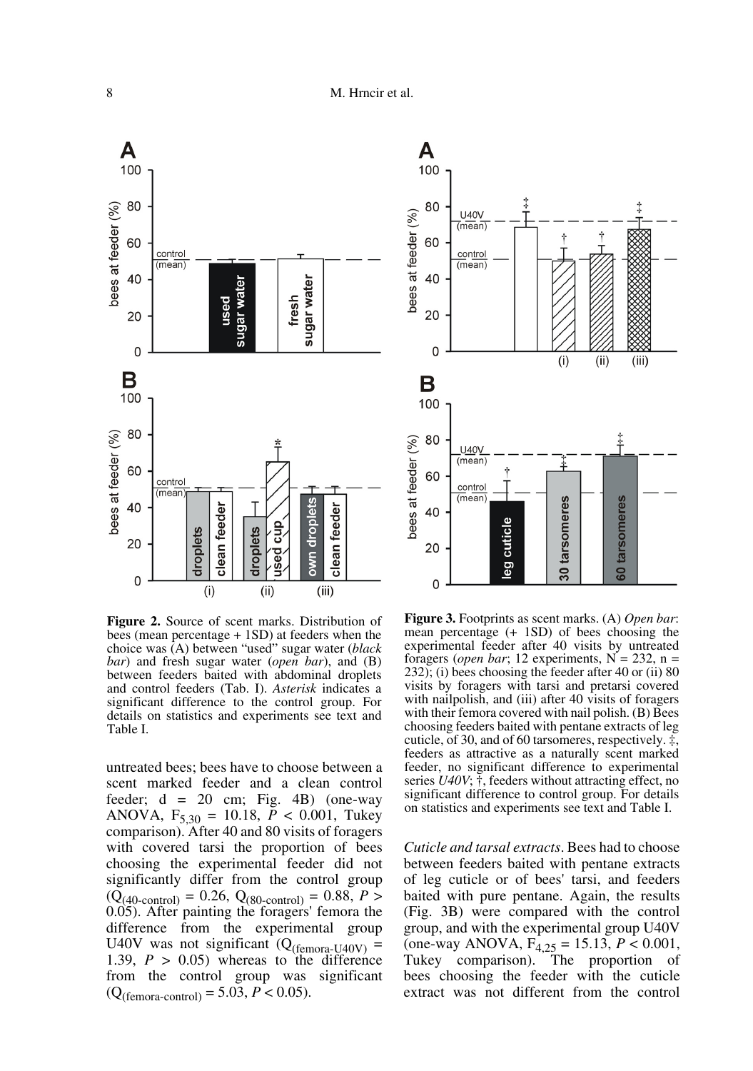**Figure 2.** Source of scent marks. Distribution of bees (mean percentage + 1SD) at feeders when the choice was (A) between "used" sugar water (*black bar*) and fresh sugar water (*open bar*), and (B) between feeders baited with abdominal droplets and control feeders (Tab. I). *Asterisk* indicates a significant difference to the control group. For details on statistics and experiments see text and Table I.

**Figure 3.** Footprints as scent marks. (A) *Open bar*: mean percentage (+ 1SD) of bees choosing the experimental feeder after 40 visits by untreated foragers (*open bar*; 12 experiments, N = 232, n = 232); (i) bees choosing the feeder after 40 or (ii) 80 visits by foragers with tarsi and pretarsi covered with nailpolish, and (iii) after 40 visits of foragers with their femora covered with nail polish. (B) Bees choosing feeders baited with pentane extracts of leg cuticle, of 30, and of 60 tarsomeres, respectively. ‡, feeders as attractive as a naturally scent marked feeder, no significant difference to experimental series *U40V*; †, feeders without attracting effect, no significant difference to control group. For details on statistics and experiments see text and Table I.

untreated bees; bees have to choose between a scent marked feeder and a clean control feeder; d = 20 cm; Fig. 4B) (one-way ANOVA, $F_{5,30} = 10.18$, $P < 0.001$, Tukey comparison). After 40 and 80 visits of foragers with covered tarsi the proportion of bees choosing the experimental feeder did not significantly differ from the control group ($Q_{(40\text{-control})} = 0.26$, $Q_{(80\text{-control})} = 0.88$, $P > 0.05$). After painting the foragers' femora the difference from the experimental group U40V was not significant ($Q_{(\text{femora-U40V})} = 1.39$, $P > 0.05$) whereas to the difference from the control group was significant ($Q_{(\text{femora-control})} = 5.03$, $P < 0.05$).

*Cuticle and tarsal extracts*. Bees had to choose between feeders baited with pentane extracts of leg cuticle or of bees' tarsi, and feeders baited with pure pentane. Again, the results (Fig. 3B) were compared with the control group, and with the experimental group U40V (one-way ANOVA, $F_{4,25} = 15.13$, $P < 0.001$, Tukey comparison). The proportion of bees choosing the feeder with the cuticle extract was not different from the control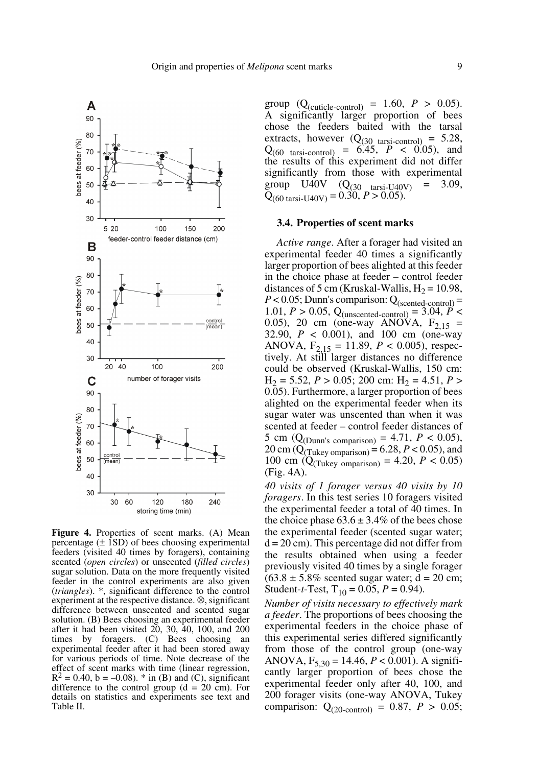**Figure 4.** Properties of scent marks. (A) Mean percentage (± 1SD) of bees choosing experimental feeders (visited 40 times by foragers), containing scented (*open circles*) or unscented (*filled circles*) sugar solution. Data on the more frequently visited feeder in the control experiments are also given (*triangles*). *, significant difference to the control experiment at the respective distance. ⊗, significant difference between unscented and scented sugar solution. (B) Bees choosing an experimental feeder after it had been visited 20, 30, 40, 100, and 200 times by foragers. (C) Bees choosing an experimental feeder after it had been stored away for various periods of time. Note decrease of the effect of scent marks with time (linear regression, $R^2 = 0.40$, $b = -0.08$). * in (B) and (C), significant difference to the control group ($d = 20$ cm). For details on statistics and experiments see text and Table II.

group ($Q_{(cuticle\text{-}control)} = 1.60$, $P > 0.05$). A significantly larger proportion of bees chose the feeders baited with the tarsal extracts, however ($Q_{(30\ tarsi\text{-}control)} = 5.28$, $Q_{(60\ tarsi\text{-}control)} = 6.45$, $P < 0.05$), and the results of this experiment did not differ significantly from those with experimental group U40V ($Q_{(30\ tarsi\text{-}U40V)} = 3.09$, $Q_{(60\ tarsi\text{-}U40V)} = 0.30$, $P > 0.05$).

### 3.4. Properties of scent marks

*Active range*. After a forager had visited an experimental feeder 40 times a significantly larger proportion of bees alighted at this feeder in the choice phase at feeder – control feeder distances of 5 cm (Kruskal-Wallis, $H_2 = 10.98$, $P < 0.05$; Dunn's comparison: $Q_{(scented\text{-}control)} = 1.01$, $P > 0.05$, $Q_{(unscented\text{-}control)} = 3.04$, $P < 0.05$), 20 cm (one-way ANOVA, $F_{2,15} = 32.90$, $P < 0.001$), and 100 cm (one-way ANOVA, $F_{2,15} = 11.89$, $P < 0.005$), respectively. At still larger distances no difference could be observed (Kruskal-Wallis, 150 cm: $H_2 = 5.52$, $P > 0.05$; 200 cm: $H_2 = 4.51$, $P > 0.05$). Furthermore, a larger proportion of bees alighted on the experimental feeder when its sugar water was unscented than when it was scented at feeder – control feeder distances of 5 cm ($Q_{(Dunn's\ comparison)} = 4.71$, $P < 0.05$), 20 cm ($Q_{(Tukey\ omparison)} = 6.28$, $P < 0.05$), and 100 cm ($Q_{(Tukey\ omparison)} = 4.20$, $P < 0.05$) (Fig. 4A).

*40 visits of 1 forager versus 40 visits by 10 foragers*. In this test series 10 foragers visited the experimental feeder a total of 40 times. In the choice phase $63.6 \pm 3.4\%$ of the bees chose the experimental feeder (scented sugar water; $d = 20$ cm). This percentage did not differ from the results obtained when using a feeder previously visited 40 times by a single forager ($63.8 \pm 5.8\%$ scented sugar water; $d = 20$ cm; Student-*t*-Test, $T_{10} = 0.05$, $P = 0.94$).

*Number of visits necessary to effectively mark a feeder*. The proportions of bees choosing the experimental feeders in the choice phase of this experimental series differed significantly from those of the control group (one-way ANOVA, $F_{5,30} = 14.46$, $P < 0.001$). A significantly larger proportion of bees chose the experimental feeder only after 40, 100, and 200 forager visits (one-way ANOVA, Tukey comparison: $Q_{(20\text{-}control)} = 0.87$, $P > 0.05$;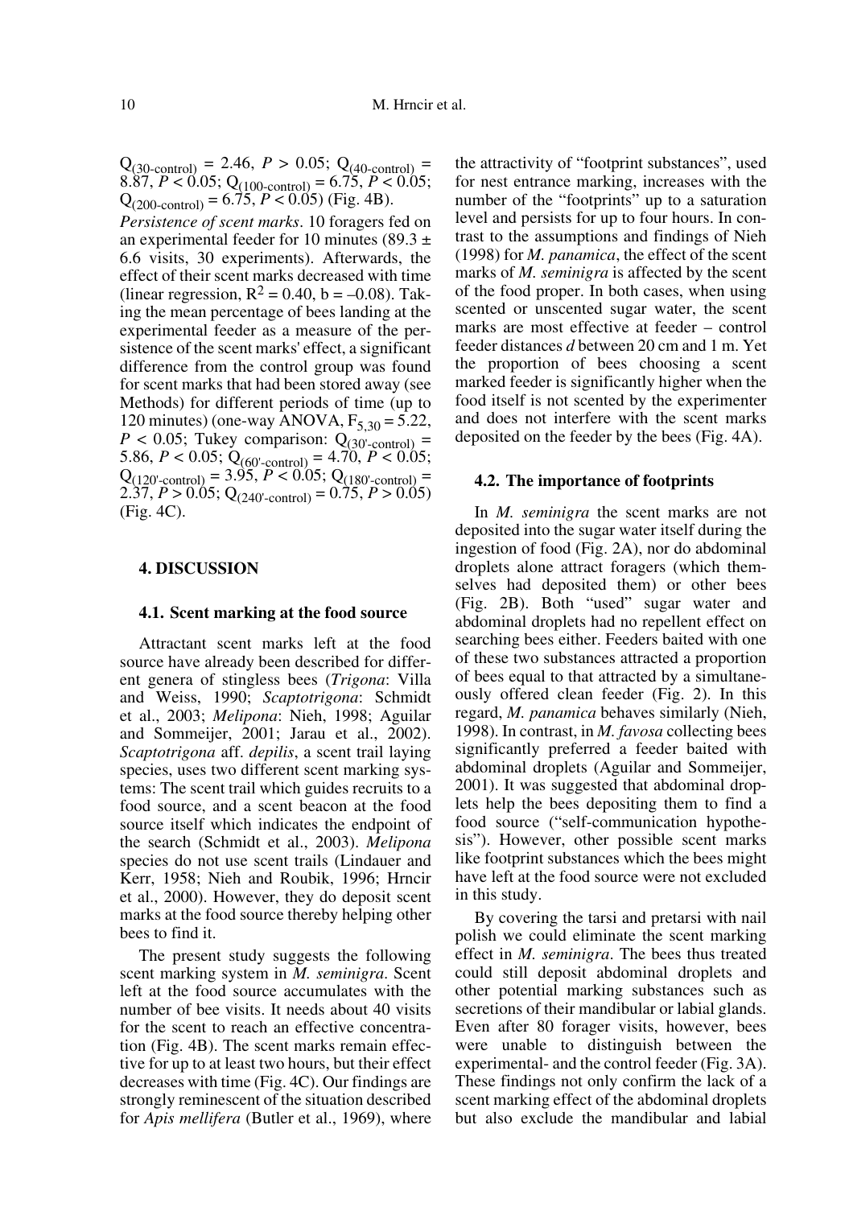$Q_{(30\text{-control})} = 2.46$, $P > 0.05$; $Q_{(40\text{-control})} = 8.87$, $P < 0.05$; $Q_{(100\text{-control})} = 6.75$, $P < 0.05$; $Q_{(200\text{-control})} = 6.75$, $P < 0.05$) (Fig. 4B).

*Persistence of scent marks*. 10 foragers fed on an experimental feeder for 10 minutes (89.3 ± 6.6 visits, 30 experiments). Afterwards, the effect of their scent marks decreased with time (linear regression, $R^2 = 0.40$, $b = -0.08$). Taking the mean percentage of bees landing at the experimental feeder as a measure of the persistence of the scent marks' effect, a significant difference from the control group was found for scent marks that had been stored away (see Methods) for different periods of time (up to 120 minutes) (one-way ANOVA, $F_{5,30} = 5.22$, $P < 0.05$; Tukey comparison: $Q_{(30'\text{-control})} = 5.86$, $P < 0.05$; $Q_{(60'\text{-control})} = 4.70$, $P < 0.05$; $Q_{(120'\text{-control})} = 3.95$, $P < 0.05$; $Q_{(180'\text{-control})} = 2.37$, $P > 0.05$; $Q_{(240'\text{-control})} = 0.75$, $P > 0.05$) (Fig. 4C).

## 4. DISCUSSION

### 4.1. Scent marking at the food source

Attractant scent marks left at the food source have already been described for different genera of stingless bees (*Trigona*: Villa and Weiss, 1990; *Scaptotrigona*: Schmidt et al., 2003; *Melipona*: Nieh, 1998; Aguilar and Sommeijer, 2001; Jarau et al., 2002). *Scaptotrigona* aff. *depilis*, a scent trail laying species, uses two different scent marking systems: The scent trail which guides recruits to a food source, and a scent beacon at the food source itself which indicates the endpoint of the search (Schmidt et al., 2003). *Melipona* species do not use scent trails (Lindauer and Kerr, 1958; Nieh and Roubik, 1996; Hrncir et al., 2000). However, they do deposit scent marks at the food source thereby helping other bees to find it.

The present study suggests the following scent marking system in *M. seminigra*. Scent left at the food source accumulates with the number of bee visits. It needs about 40 visits for the scent to reach an effective concentration (Fig. 4B). The scent marks remain effective for up to at least two hours, but their effect decreases with time (Fig. 4C). Our findings are strongly reminescent of the situation described for *Apis mellifera* (Butler et al., 1969), where the attractivity of "footprint substances", used for nest entrance marking, increases with the number of the "footprints" up to a saturation level and persists for up to four hours. In contrast to the assumptions and findings of Nieh (1998) for *M. panamica*, the effect of the scent marks of *M. seminigra* is affected by the scent of the food proper. In both cases, when using scented or unscented sugar water, the scent marks are most effective at feeder – control feeder distances *d* between 20 cm and 1 m. Yet the proportion of bees choosing a scent marked feeder is significantly higher when the food itself is not scented by the experimenter and does not interfere with the scent marks deposited on the feeder by the bees (Fig. 4A).

### 4.2. The importance of footprints

In *M. seminigra* the scent marks are not deposited into the sugar water itself during the ingestion of food (Fig. 2A), nor do abdominal droplets alone attract foragers (which themselves had deposited them) or other bees (Fig. 2B). Both "used" sugar water and abdominal droplets had no repellent effect on searching bees either. Feeders baited with one of these two substances attracted a proportion of bees equal to that attracted by a simultaneously offered clean feeder (Fig. 2). In this regard, *M. panamica* behaves similarly (Nieh, 1998). In contrast, in *M. favosa* collecting bees significantly preferred a feeder baited with abdominal droplets (Aguilar and Sommeijer, 2001). It was suggested that abdominal droplets help the bees depositing them to find a food source ("self-communication hypothesis"). However, other possible scent marks like footprint substances which the bees might have left at the food source were not excluded in this study.

By covering the tarsi and pretarsi with nail polish we could eliminate the scent marking effect in *M. seminigra*. The bees thus treated could still deposit abdominal droplets and other potential marking substances such as secretions of their mandibular or labial glands. Even after 80 forager visits, however, bees were unable to distinguish between the experimental- and the control feeder (Fig. 3A). These findings not only confirm the lack of a scent marking effect of the abdominal droplets but also exclude the mandibular and labial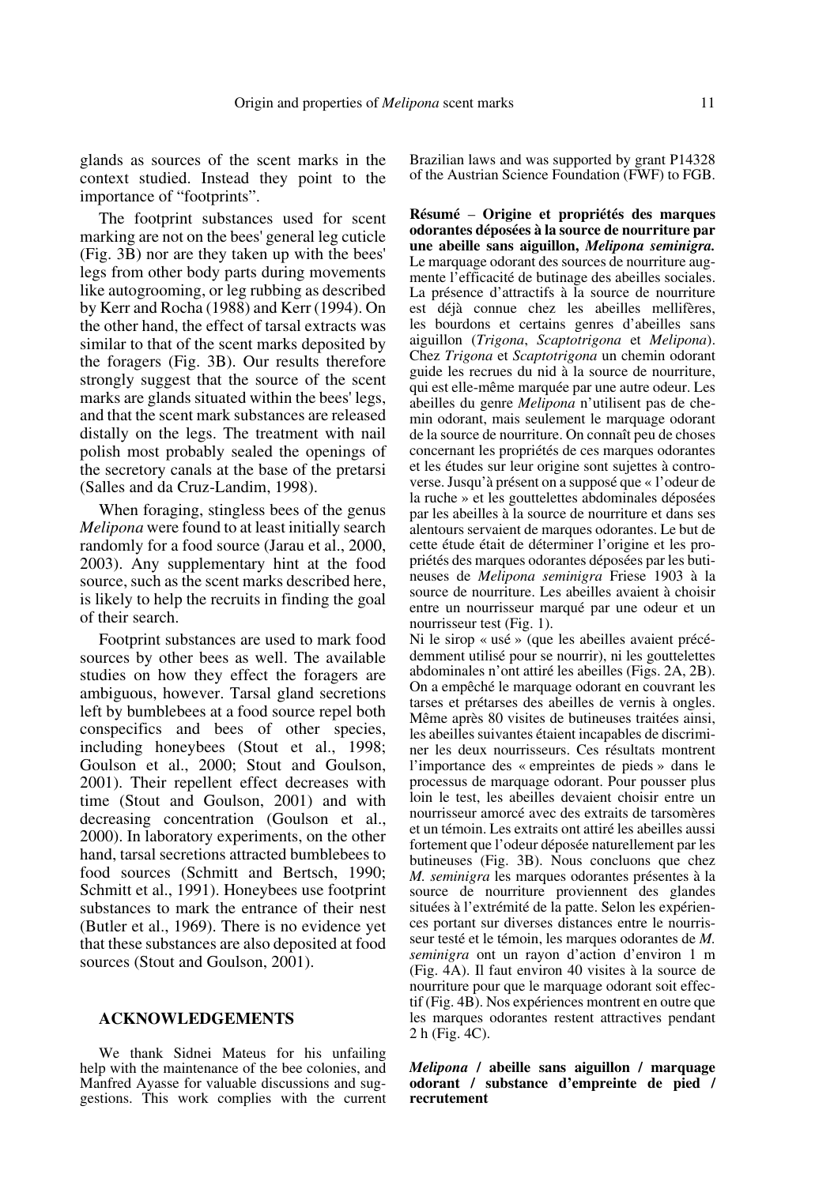glands as sources of the scent marks in the context studied. Instead they point to the importance of "footprints".

The footprint substances used for scent marking are not on the bees' general leg cuticle (Fig. 3B) nor are they taken up with the bees' legs from other body parts during movements like autogrooming, or leg rubbing as described by Kerr and Rocha (1988) and Kerr (1994). On the other hand, the effect of tarsal extracts was similar to that of the scent marks deposited by the foragers (Fig. 3B). Our results therefore strongly suggest that the source of the scent marks are glands situated within the bees' legs, and that the scent mark substances are released distally on the legs. The treatment with nail polish most probably sealed the openings of the secretory canals at the base of the pretarsi (Salles and da Cruz-Landim, 1998).

When foraging, stingless bees of the genus *Melipona* were found to at least initially search randomly for a food source (Jarau et al., 2000, 2003). Any supplementary hint at the food source, such as the scent marks described here, is likely to help the recruits in finding the goal of their search.

Footprint substances are used to mark food sources by other bees as well. The available studies on how they effect the foragers are ambiguous, however. Tarsal gland secretions left by bumblebees at a food source repel both conspecifics and bees of other species, including honeybees (Stout et al., 1998; Goulson et al., 2000; Stout and Goulson, 2001). Their repellent effect decreases with time (Stout and Goulson, 2001) and with decreasing concentration (Goulson et al., 2000). In laboratory experiments, on the other hand, tarsal secretions attracted bumblebees to food sources (Schmitt and Bertsch, 1990; Schmitt et al., 1991). Honeybees use footprint substances to mark the entrance of their nest (Butler et al., 1969). There is no evidence yet that these substances are also deposited at food sources (Stout and Goulson, 2001).

## ACKNOWLEDGEMENTS

We thank Sidnei Mateus for his unfailing help with the maintenance of the bee colonies, and Manfred Ayasse for valuable discussions and suggestions. This work complies with the current Brazilian laws and was supported by grant P14328 of the Austrian Science Foundation (FWF) to FGB.

**Résumé** – **Origine et propriétés des marques odorantes déposées à la source de nourriture par une abeille sans aiguillon, *Melipona seminigra.*** Le marquage odorant des sources de nourriture augmente l'efficacité de butinage des abeilles sociales. La présence d'attractifs à la source de nourriture est déjà connue chez les abeilles mellifères, les bourdons et certains genres d'abeilles sans aiguillon (*Trigona*, *Scaptotrigona* et *Melipona*). Chez *Trigona* et *Scaptotrigona* un chemin odorant guide les recrues du nid à la source de nourriture, qui est elle-même marquée par une autre odeur. Les abeilles du genre *Melipona* n'utilisent pas de chemin odorant, mais seulement le marquage odorant de la source de nourriture. On connaît peu de choses concernant les propriétés de ces marques odorantes et les études sur leur origine sont sujettes à controverse. Jusqu'à présent on a supposé que « l'odeur de la ruche » et les gouttelettes abdominales déposées par les abeilles à la source de nourriture et dans ses alentours servaient de marques odorantes. Le but de cette étude était de déterminer l'origine et les propriétés des marques odorantes déposées par les butineuses de *Melipona seminigra* Friese 1903 à la source de nourriture. Les abeilles avaient à choisir entre un nourrisseur marqué par une odeur et un nourrisseur test (Fig. 1).

Ni le sirop « usé » (que les abeilles avaient précédemment utilisé pour se nourrir), ni les gouttelettes abdominales n'ont attiré les abeilles (Figs. 2A, 2B). On a empêché le marquage odorant en couvrant les tarses et prétarses des abeilles de vernis à ongles. Même après 80 visites de butineuses traitées ainsi, les abeilles suivantes étaient incapables de discriminer les deux nourrisseurs. Ces résultats montrent l'importance des « empreintes de pieds » dans le processus de marquage odorant. Pour pousser plus loin le test, les abeilles devaient choisir entre un nourrisseur amorcé avec des extraits de tarsomères et un témoin. Les extraits ont attiré les abeilles aussi fortement que l'odeur déposée naturellement par les butineuses (Fig. 3B). Nous concluons que chez *M. seminigra* les marques odorantes présentes à la source de nourriture proviennent des glandes situées à l'extrémité de la patte. Selon les expériences portant sur diverses distances entre le nourrisseur testé et le témoin, les marques odorantes de *M. seminigra* ont un rayon d'action d'environ 1 m (Fig. 4A). Il faut environ 40 visites à la source de nourriture pour que le marquage odorant soit effectif (Fig. 4B). Nos expériences montrent en outre que les marques odorantes restent attractives pendant 2 h (Fig. 4C).

***Melipona* / abeille sans aiguillon / marquage odorant / substance d'empreinte de pied / recrutement**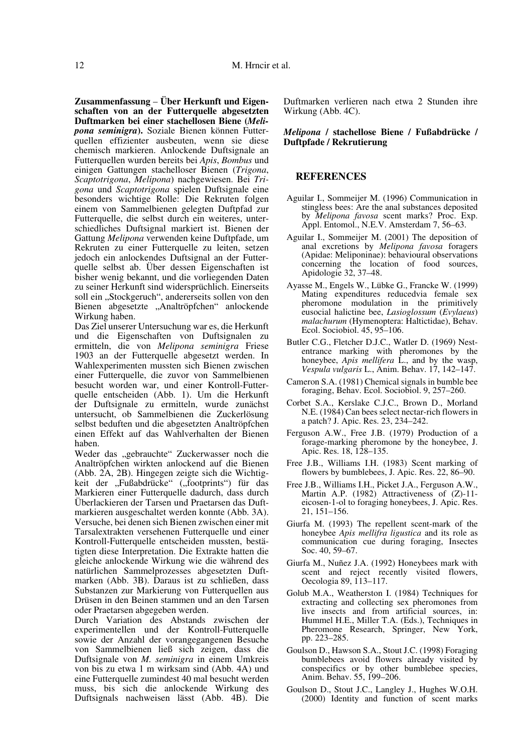**Zusammenfassung** – **Über Herkunft und Eigenschaften von an der Futterquelle abgesetzten Duftmarken bei einer stachellosen Biene (*Melipona seminigra*).** Soziale Bienen können Futterquellen effizienter ausbeuten, wenn sie diese chemisch markieren. Anlockende Duftsignale an Futterquellen wurden bereits bei *Apis*, *Bombus* und einigen Gattungen stachelloser Bienen (*Trigona*, *Scaptotrigona*, *Melipona*) nachgewiesen. Bei *Trigona* und *Scaptotrigona* spielen Duftsignale eine besonders wichtige Rolle: Die Rekruten folgen einem von Sammelbienen gelegten Duftpfad zur Futterquelle, die selbst durch ein weiteres, unterschiedliches Duftsignal markiert ist. Bienen der Gattung *Melipona* verwenden keine Duftpfade, um Rekruten zu einer Futterquelle zu leiten, setzen jedoch ein anlockendes Duftsignal an der Futterquelle selbst ab. Über dessen Eigenschaften ist bisher wenig bekannt, und die vorliegenden Daten zu seiner Herkunft sind widersprüchlich. Einerseits soll ein „Stockgeruch", andererseits sollen von den Bienen abgesetzte „Analtröpfchen" anlockende Wirkung haben.

Das Ziel unserer Untersuchung war es, die Herkunft und die Eigenschaften von Duftsignalen zu ermitteln, die von *Melipona seminigra* Friese 1903 an der Futterquelle abgesetzt werden. In Wahlexperimenten mussten sich Bienen zwischen einer Futterquelle, die zuvor von Sammelbienen besucht worden war, und einer Kontroll-Futterquelle entscheiden (Abb. 1). Um die Herkunft der Duftsignale zu ermitteln, wurde zunächst untersucht, ob Sammelbienen die Zuckerlösung selbst beduften und die abgesetzten Analtröpfchen einen Effekt auf das Wahlverhalten der Bienen haben.

Weder das „gebrauchte" Zuckerwasser noch die Analtröpfchen wirkten anlockend auf die Bienen (Abb. 2A, 2B). Hingegen zeigte sich die Wichtigkeit der „Fußabdrücke" („footprints") für das Markieren einer Futterquelle dadurch, dass durch Überlackieren der Tarsen und Praetarsen das Duftmarkieren ausgeschaltet werden konnte (Abb. 3A). Versuche, bei denen sich Bienen zwischen einer mit Tarsalextrakten versehenen Futterquelle und einer Kontroll-Futterquelle entscheiden mussten, bestätigten diese Interpretation. Die Extrakte hatten die gleiche anlockende Wirkung wie die während des natürlichen Sammelprozesses abgesetzten Duftmarken (Abb. 3B). Daraus ist zu schließen, dass Substanzen zur Markierung von Futterquellen aus Drüsen in den Beinen stammen und an den Tarsen oder Praetarsen abgegeben werden.

Durch Variation des Abstands zwischen der experimentellen und der Kontroll-Futterquelle sowie der Anzahl der vorangegangenen Besuche von Sammelbienen ließ sich zeigen, dass die Duftsignale von *M. seminigra* in einem Umkreis von bis zu etwa 1 m wirksam sind (Abb. 4A) und eine Futterquelle zumindest 40 mal besucht werden muss, bis sich die anlockende Wirkung des Duftsignals nachweisen lässt (Abb. 4B). Die Duftmarken verlieren nach etwa 2 Stunden ihre Wirkung (Abb. 4C).

***Melipona* / stachellose Biene / Fußabdrücke / Duftpfade / Rekrutierung**

## REFERENCES

Aguilar I., Sommeijer M. (1996) Communication in stingless bees: Are the anal substances deposited by *Melipona favosa* scent marks? Proc. Exp. Appl. Entomol., N.E.V. Amsterdam 7, 56–63.

Aguilar I., Sommeijer M. (2001) The deposition of anal excretions by *Melipona favosa* foragers (Apidae: Meliponinae): behavioural observations concerning the location of food sources, Apidologie 32, 37–48.

Ayasse M., Engels W., Lübke G., Francke W. (1999) Mating expenditures reducedvia female sex pheromone modulation in the primitively eusocial halictine bee, *Lasioglossum* (*Evylaeus*) *malachurum* (Hymenoptera: Haltictidae), Behav. Ecol. Sociobiol. 45, 95–106.

Butler C.G., Fletcher D.J.C., Watler D. (1969) Nest-entrance marking with pheromones by the honeybee, *Apis mellifera* L., and by the wasp, *Vespula vulgaris* L., Anim. Behav. 17, 142–147.

Cameron S.A. (1981) Chemical signals in bumble bee foraging, Behav. Ecol. Sociobiol. 9, 257–260.

Corbet S.A., Kerslake C.J.C., Brown D., Morland N.E. (1984) Can bees select nectar-rich flowers in a patch? J. Apic. Res. 23, 234–242.

Ferguson A.W., Free J.B. (1979) Production of a forage-marking pheromone by the honeybee, J. Apic. Res. 18, 128–135.

Free J.B., Williams I.H. (1983) Scent marking of flowers by bumblebees, J. Apic. Res. 22, 86–90.

Free J.B., Williams I.H., Picket J.A., Ferguson A.W., Martin A.P. (1982) Attractiveness of (Z)-11-eicosen-1-ol to foraging honeybees, J. Apic. Res. 21, 151–156.

Giurfa M. (1993) The repellent scent-mark of the honeybee *Apis mellifra ligustica* and its role as communication cue during foraging, Insectes Soc. 40, 59–67.

Giurfa M., Nuñez J.A. (1992) Honeybees mark with scent and reject recently visited flowers, Oecologia 89, 113–117.

Golub M.A., Weatherston I. (1984) Techniques for extracting and collecting sex pheromones from live insects and from artificial sources, in: Hummel H.E., Miller T.A. (Eds.), Techniques in Pheromone Research, Springer, New York, pp. 223–285.

Goulson D., Hawson S.A., Stout J.C. (1998) Foraging bumblebees avoid flowers already visited by conspecifics or by other bumblebee species, Anim. Behav. 55, 199–206.

Goulson D., Stout J.C., Langley J., Hughes W.O.H. (2000) Identity and function of scent marks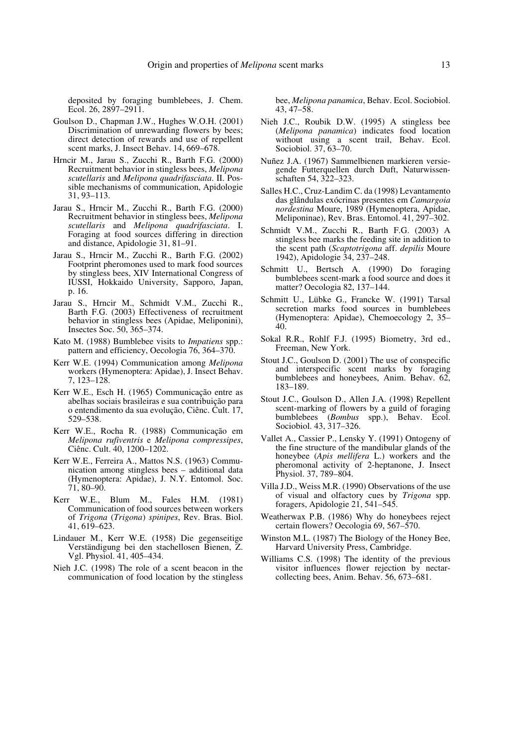deposited by foraging bumblebees, J. Chem. Ecol. 26, 2897–2911.

Goulson D., Chapman J.W., Hughes W.O.H. (2001) Discrimination of unrewarding flowers by bees; direct detection of rewards and use of repellent scent marks, J. Insect Behav. 14, 669–678.

Hrncir M., Jarau S., Zucchi R., Barth F.G. (2000) Recruitment behavior in stingless bees, *Melipona scutellaris* and *Melipona quadrifasciata*. II. Possible mechanisms of communication, Apidologie 31, 93–113.

Jarau S., Hrncir M., Zucchi R., Barth F.G. (2000) Recruitment behavior in stingless bees, *Melipona scutellaris* and *Melipona quadrifasciata*. I. Foraging at food sources differing in direction and distance, Apidologie 31, 81–91.

Jarau S., Hrncir M., Zucchi R., Barth F.G. (2002) Footprint pheromones used to mark food sources by stingless bees, XIV International Congress of IUSSI, Hokkaido University, Sapporo, Japan, p. 16.

Jarau S., Hrncir M., Schmidt V.M., Zucchi R., Barth F.G. (2003) Effectiveness of recruitment behavior in stingless bees (Apidae, Meliponini), Insectes Soc. 50, 365–374.

Kato M. (1988) Bumblebee visits to *Impatiens* spp.: pattern and efficiency, Oecologia 76, 364–370.

Kerr W.E. (1994) Communication among *Melipona* workers (Hymenoptera: Apidae), J. Insect Behav. 7, 123–128.

Kerr W.E., Esch H. (1965) Communicação entre as abelhas sociais brasileiras e sua contribuição para o entendimento da sua evolução, Ciênc. Cult. 17, 529–538.

Kerr W.E., Rocha R. (1988) Communicação em *Melipona rufiventris* e *Melipona compressipes*, Ciênc. Cult. 40, 1200–1202.

Kerr W.E., Ferreira A., Mattos N.S. (1963) Communication among stingless bees – additional data (Hymenoptera: Apidae), J. N.Y. Entomol. Soc. 71, 80–90.

Kerr W.E., Blum M., Fales H.M. (1981) Communication of food sources between workers of *Trigona* (*Trigona*) *spinipes*, Rev. Bras. Biol. 41, 619–623.

Lindauer M., Kerr W.E. (1958) Die gegenseitige Verständigung bei den stachellosen Bienen, Z. Vgl. Physiol. 41, 405–434.

Nieh J.C. (1998) The role of a scent beacon in the communication of food location by the stingless bee, *Melipona panamica*, Behav. Ecol. Sociobiol. 43, 47–58.

Nieh J.C., Roubik D.W. (1995) A stingless bee (*Melipona panamica*) indicates food location without using a scent trail, Behav. Ecol. Sociobiol. 37, 63–70.

Nuñez J.A. (1967) Sammelbienen markieren versiegende Futterquellen durch Duft, Naturwissenschaften 54, 322–323.

Salles H.C., Cruz-Landim C. da (1998) Levantamento das glândulas exócrinas presentes em *Camargoia nordestina* Moure, 1989 (Hymenoptera, Apidae, Meliponinae), Rev. Bras. Entomol. 41, 297–302.

Schmidt V.M., Zucchi R., Barth F.G. (2003) A stingless bee marks the feeding site in addition to the scent path (*Scaptotrigona* aff. *depilis* Moure 1942), Apidologie 34, 237–248.

Schmitt U., Bertsch A. (1990) Do foraging bumblebees scent-mark a food source and does it matter? Oecologia 82, 137–144.

Schmitt U., Lübke G., Francke W. (1991) Tarsal secretion marks food sources in bumblebees (Hymenoptera: Apidae), Chemoecology 2, 35–40.

Sokal R.R., Rohlf F.J. (1995) Biometry, 3rd ed., Freeman, New York.

Stout J.C., Goulson D. (2001) The use of conspecific and interspecific scent marks by foraging bumblebees and honeybees, Anim. Behav. 62, 183–189.

Stout J.C., Goulson D., Allen J.A. (1998) Repellent scent-marking of flowers by a guild of foraging bumblebees (*Bombus* spp.), Behav. Ecol. Sociobiol. 43, 317–326.

Vallet A., Cassier P., Lensky Y. (1991) Ontogeny of the fine structure of the mandibular glands of the honeybee (*Apis mellifera* L.) workers and the pheromonal activity of 2-heptanone, J. Insect Physiol. 37, 789–804.

Villa J.D., Weiss M.R. (1990) Observations of the use of visual and olfactory cues by *Trigona* spp. foragers, Apidologie 21, 541–545.

Weatherwax P.B. (1986) Why do honeybees reject certain flowers? Oecologia 69, 567–570.

Winston M.L. (1987) The Biology of the Honey Bee, Harvard University Press, Cambridge.

Williams C.S. (1998) The identity of the previous visitor influences flower rejection by nectar-collecting bees, Anim. Behav. 56, 673–681.